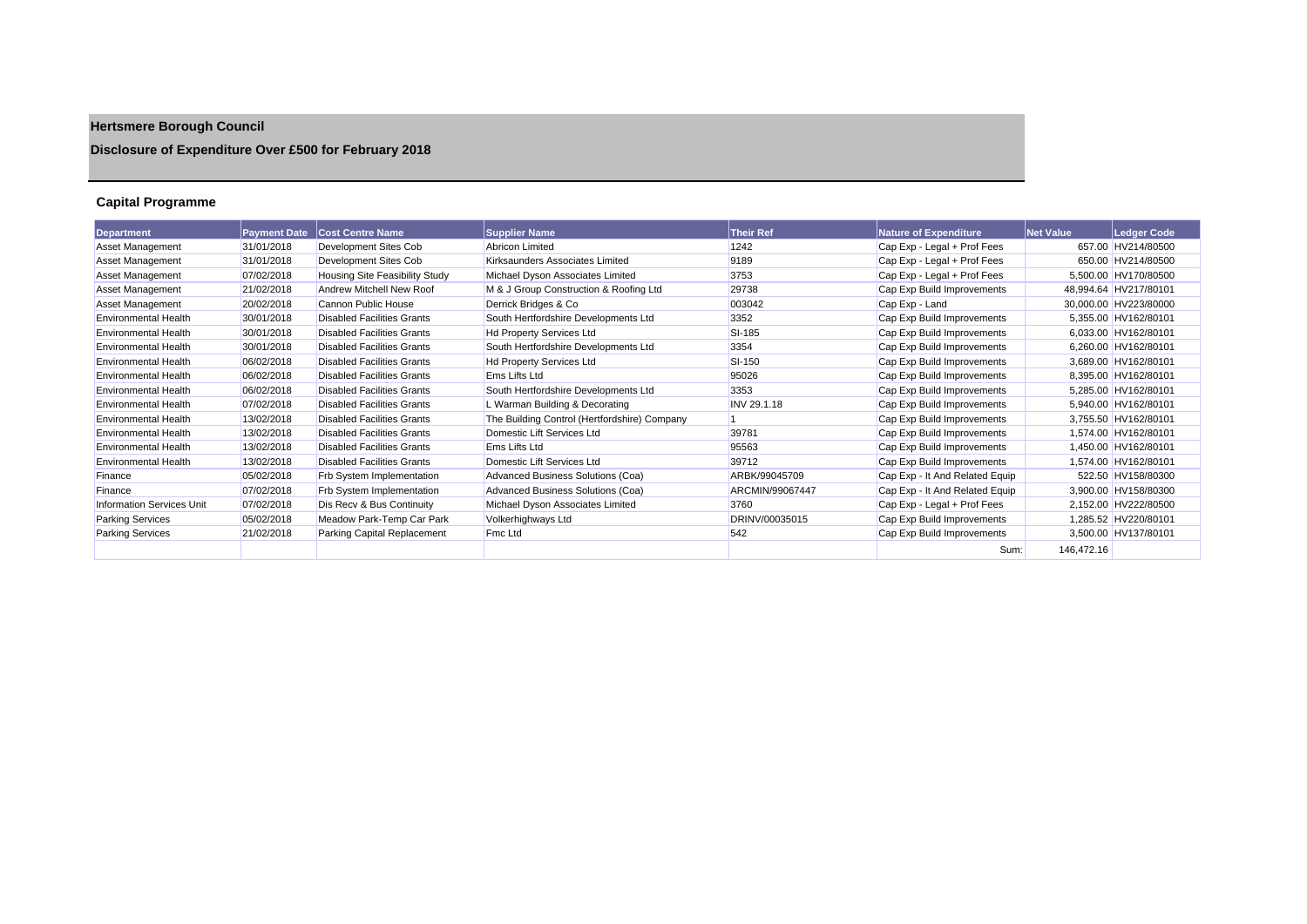# Hertsmere Borough Council

## Disclosure of Expenditure Over £500 for February 2018

### Capital Programme

| Department | Payment Date | Cost Centre Name | Supplier Name | Their Ref | Nature of Expenditure | Net Value | Ledger Code |
|---|---|---|---|---|---|---|---|
| Asset Management | 31/01/2018 | Development Sites Cob | Abricon Limited | 1242 | Cap Exp - Legal + Prof Fees | 657.00 | HV214/80500 |
| Asset Management | 31/01/2018 | Development Sites Cob | Kirksaunders Associates Limited | 9189 | Cap Exp - Legal + Prof Fees | 650.00 | HV214/80500 |
| Asset Management | 07/02/2018 | Housing Site Feasibility Study | Michael Dyson Associates Limited | 3753 | Cap Exp - Legal + Prof Fees | 5,500.00 | HV170/80500 |
| Asset Management | 21/02/2018 | Andrew Mitchell New Roof | M & J Group Construction & Roofing Ltd | 29738 | Cap Exp Build Improvements | 48,994.64 | HV217/80101 |
| Asset Management | 20/02/2018 | Cannon Public House | Derrick Bridges & Co | 003042 | Cap Exp - Land | 30,000.00 | HV223/80000 |
| Environmental Health | 30/01/2018 | Disabled Facilities Grants | South Hertfordshire Developments Ltd | 3352 | Cap Exp Build Improvements | 5,355.00 | HV162/80101 |
| Environmental Health | 30/01/2018 | Disabled Facilities Grants | Hd Property Services Ltd | SI-185 | Cap Exp Build Improvements | 6,033.00 | HV162/80101 |
| Environmental Health | 30/01/2018 | Disabled Facilities Grants | South Hertfordshire Developments Ltd | 3354 | Cap Exp Build Improvements | 6,260.00 | HV162/80101 |
| Environmental Health | 06/02/2018 | Disabled Facilities Grants | Hd Property Services Ltd | SI-150 | Cap Exp Build Improvements | 3,689.00 | HV162/80101 |
| Environmental Health | 06/02/2018 | Disabled Facilities Grants | Ems Lifts Ltd | 95026 | Cap Exp Build Improvements | 8,395.00 | HV162/80101 |
| Environmental Health | 06/02/2018 | Disabled Facilities Grants | South Hertfordshire Developments Ltd | 3353 | Cap Exp Build Improvements | 5,285.00 | HV162/80101 |
| Environmental Health | 07/02/2018 | Disabled Facilities Grants | L Warman Building & Decorating | INV 29.1.18 | Cap Exp Build Improvements | 5,940.00 | HV162/80101 |
| Environmental Health | 13/02/2018 | Disabled Facilities Grants | The Building Control (Hertfordshire) Company | 1 | Cap Exp Build Improvements | 3,755.50 | HV162/80101 |
| Environmental Health | 13/02/2018 | Disabled Facilities Grants | Domestic Lift Services Ltd | 39781 | Cap Exp Build Improvements | 1,574.00 | HV162/80101 |
| Environmental Health | 13/02/2018 | Disabled Facilities Grants | Ems Lifts Ltd | 95563 | Cap Exp Build Improvements | 1,450.00 | HV162/80101 |
| Environmental Health | 13/02/2018 | Disabled Facilities Grants | Domestic Lift Services Ltd | 39712 | Cap Exp Build Improvements | 1,574.00 | HV162/80101 |
| Finance | 05/02/2018 | Frb System Implementation | Advanced Business Solutions (Coa) | ARBK/99045709 | Cap Exp - It And Related Equip | 522.50 | HV158/80300 |
| Finance | 07/02/2018 | Frb System Implementation | Advanced Business Solutions (Coa) | ARCMIN/99067447 | Cap Exp - It And Related Equip | 3,900.00 | HV158/80300 |
| Information Services Unit | 07/02/2018 | Dis Recv & Bus Continuity | Michael Dyson Associates Limited | 3760 | Cap Exp - Legal + Prof Fees | 2,152.00 | HV222/80500 |
| Parking Services | 05/02/2018 | Meadow Park-Temp Car Park | Volkerhighways Ltd | DRINV/00035015 | Cap Exp Build Improvements | 1,285.52 | HV220/80101 |
| Parking Services | 21/02/2018 | Parking Capital Replacement | Fmc Ltd | 542 | Cap Exp Build Improvements | 3,500.00 | HV137/80101 |
| | | | | | Sum: | 146,472.16 | |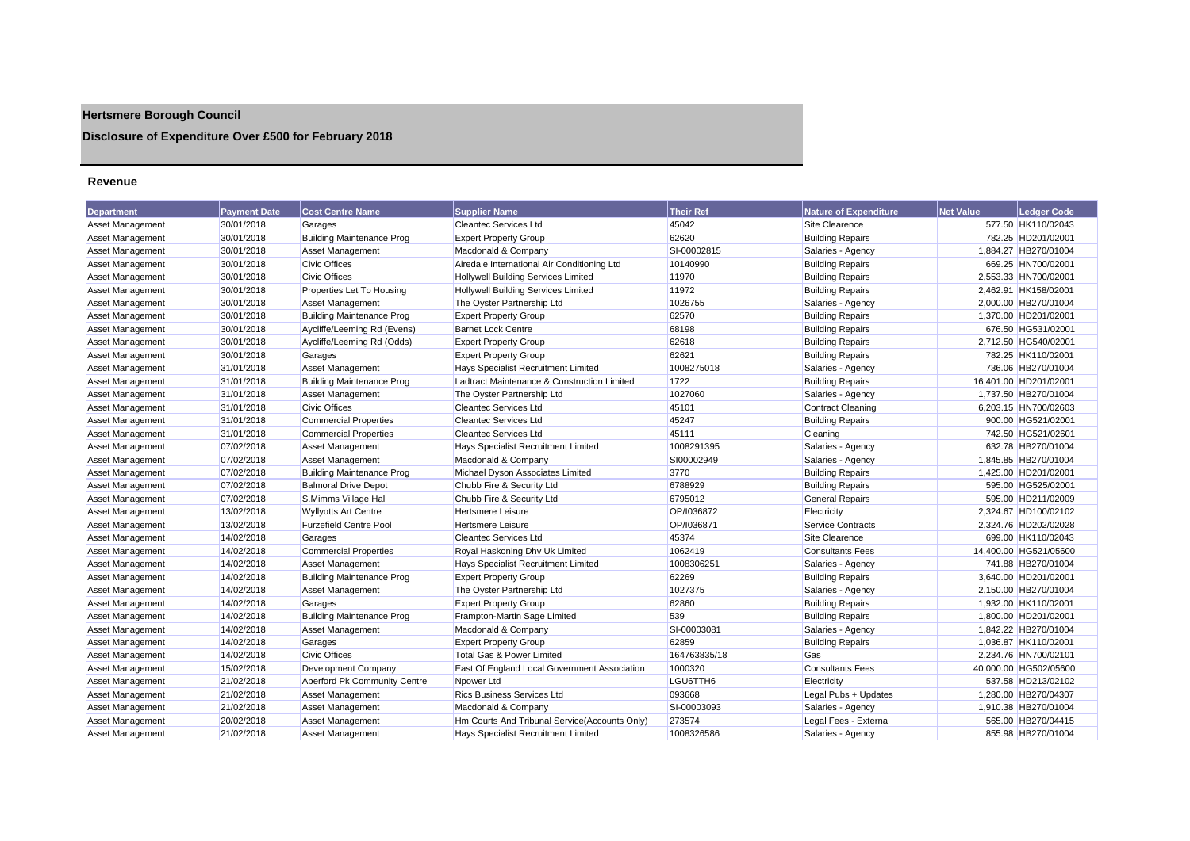# Hertsmere Borough Council

## Disclosure of Expenditure Over £500 for February 2018

### Revenue

| Department | Payment Date | Cost Centre Name | Supplier Name | Their Ref | Nature of Expenditure | Net Value | Ledger Code |
|---|---|---|---|---|---|---|---|
| Asset Management | 30/01/2018 | Garages | Cleantec Services Ltd | 45042 | Site Clearence | 577.50 | HK110/02043 |
| Asset Management | 30/01/2018 | Building Maintenance Prog | Expert Property Group | 62620 | Building Repairs | 782.25 | HD201/02001 |
| Asset Management | 30/01/2018 | Asset Management | Macdonald & Company | SI-00002815 | Salaries - Agency | 1,884.27 | HB270/01004 |
| Asset Management | 30/01/2018 | Civic Offices | Airedale International Air Conditioning Ltd | 10140990 | Building Repairs | 669.25 | HN700/02001 |
| Asset Management | 30/01/2018 | Civic Offices | Hollywell Building Services Limited | 11970 | Building Repairs | 2,553.33 | HN700/02001 |
| Asset Management | 30/01/2018 | Properties Let To Housing | Hollywell Building Services Limited | 11972 | Building Repairs | 2,462.91 | HK158/02001 |
| Asset Management | 30/01/2018 | Asset Management | The Oyster Partnership Ltd | 1026755 | Salaries - Agency | 2,000.00 | HB270/01004 |
| Asset Management | 30/01/2018 | Building Maintenance Prog | Expert Property Group | 62570 | Building Repairs | 1,370.00 | HD201/02001 |
| Asset Management | 30/01/2018 | Aycliffe/Leeming Rd (Evens) | Barnet Lock Centre | 68198 | Building Repairs | 676.50 | HG531/02001 |
| Asset Management | 30/01/2018 | Aycliffe/Leeming Rd (Odds) | Expert Property Group | 62618 | Building Repairs | 2,712.50 | HG540/02001 |
| Asset Management | 30/01/2018 | Garages | Expert Property Group | 62621 | Building Repairs | 782.25 | HK110/02001 |
| Asset Management | 31/01/2018 | Asset Management | Hays Specialist Recruitment Limited | 1008275018 | Salaries - Agency | 736.06 | HB270/01004 |
| Asset Management | 31/01/2018 | Building Maintenance Prog | Ladtract Maintenance & Construction Limited | 1722 | Building Repairs | 16,401.00 | HD201/02001 |
| Asset Management | 31/01/2018 | Asset Management | The Oyster Partnership Ltd | 1027060 | Salaries - Agency | 1,737.50 | HB270/01004 |
| Asset Management | 31/01/2018 | Civic Offices | Cleantec Services Ltd | 45101 | Contract Cleaning | 6,203.15 | HN700/02603 |
| Asset Management | 31/01/2018 | Commercial Properties | Cleantec Services Ltd | 45247 | Building Repairs | 900.00 | HG521/02001 |
| Asset Management | 31/01/2018 | Commercial Properties | Cleantec Services Ltd | 45111 | Cleaning | 742.50 | HG521/02601 |
| Asset Management | 07/02/2018 | Asset Management | Hays Specialist Recruitment Limited | 1008291395 | Salaries - Agency | 632.78 | HB270/01004 |
| Asset Management | 07/02/2018 | Asset Management | Macdonald & Company | SI00002949 | Salaries - Agency | 1,845.85 | HB270/01004 |
| Asset Management | 07/02/2018 | Building Maintenance Prog | Michael Dyson Associates Limited | 3770 | Building Repairs | 1,425.00 | HD201/02001 |
| Asset Management | 07/02/2018 | Balmoral Drive Depot | Chubb Fire & Security Ltd | 6788929 | Building Repairs | 595.00 | HG525/02001 |
| Asset Management | 07/02/2018 | S.Mimms Village Hall | Chubb Fire & Security Ltd | 6795012 | General Repairs | 595.00 | HD211/02009 |
| Asset Management | 13/02/2018 | Wyllyotts Art Centre | Hertsmere Leisure | OP/I036872 | Electricity | 2,324.67 | HD100/02102 |
| Asset Management | 13/02/2018 | Furzefield Centre Pool | Hertsmere Leisure | OP/I036871 | Service Contracts | 2,324.76 | HD202/02028 |
| Asset Management | 14/02/2018 | Garages | Cleantec Services Ltd | 45374 | Site Clearence | 699.00 | HK110/02043 |
| Asset Management | 14/02/2018 | Commercial Properties | Royal Haskoning Dhv Uk Limited | 1062419 | Consultants Fees | 14,400.00 | HG521/05600 |
| Asset Management | 14/02/2018 | Asset Management | Hays Specialist Recruitment Limited | 1008306251 | Salaries - Agency | 741.88 | HB270/01004 |
| Asset Management | 14/02/2018 | Building Maintenance Prog | Expert Property Group | 62269 | Building Repairs | 3,640.00 | HD201/02001 |
| Asset Management | 14/02/2018 | Asset Management | The Oyster Partnership Ltd | 1027375 | Salaries - Agency | 2,150.00 | HB270/01004 |
| Asset Management | 14/02/2018 | Garages | Expert Property Group | 62860 | Building Repairs | 1,932.00 | HK110/02001 |
| Asset Management | 14/02/2018 | Building Maintenance Prog | Frampton-Martin Sage Limited | 539 | Building Repairs | 1,800.00 | HD201/02001 |
| Asset Management | 14/02/2018 | Asset Management | Macdonald & Company | SI-00003081 | Salaries - Agency | 1,842.22 | HB270/01004 |
| Asset Management | 14/02/2018 | Garages | Expert Property Group | 62859 | Building Repairs | 1,036.87 | HK110/02001 |
| Asset Management | 14/02/2018 | Civic Offices | Total Gas & Power Limited | 164763835/18 | Gas | 2,234.76 | HN700/02101 |
| Asset Management | 15/02/2018 | Development Company | East Of England Local Government Association | 1000320 | Consultants Fees | 40,000.00 | HG502/05600 |
| Asset Management | 21/02/2018 | Aberford Pk Community Centre | Npower Ltd | LGU6TTH6 | Electricity | 537.58 | HD213/02102 |
| Asset Management | 21/02/2018 | Asset Management | Rics Business Services Ltd | 093668 | Legal Pubs + Updates | 1,280.00 | HB270/04307 |
| Asset Management | 21/02/2018 | Asset Management | Macdonald & Company | SI-00003093 | Salaries - Agency | 1,910.38 | HB270/01004 |
| Asset Management | 20/02/2018 | Asset Management | Hm Courts And Tribunal Service(Accounts Only) | 273574 | Legal Fees - External | 565.00 | HB270/04415 |
| Asset Management | 21/02/2018 | Asset Management | Hays Specialist Recruitment Limited | 1008326586 | Salaries - Agency | 855.98 | HB270/01004 |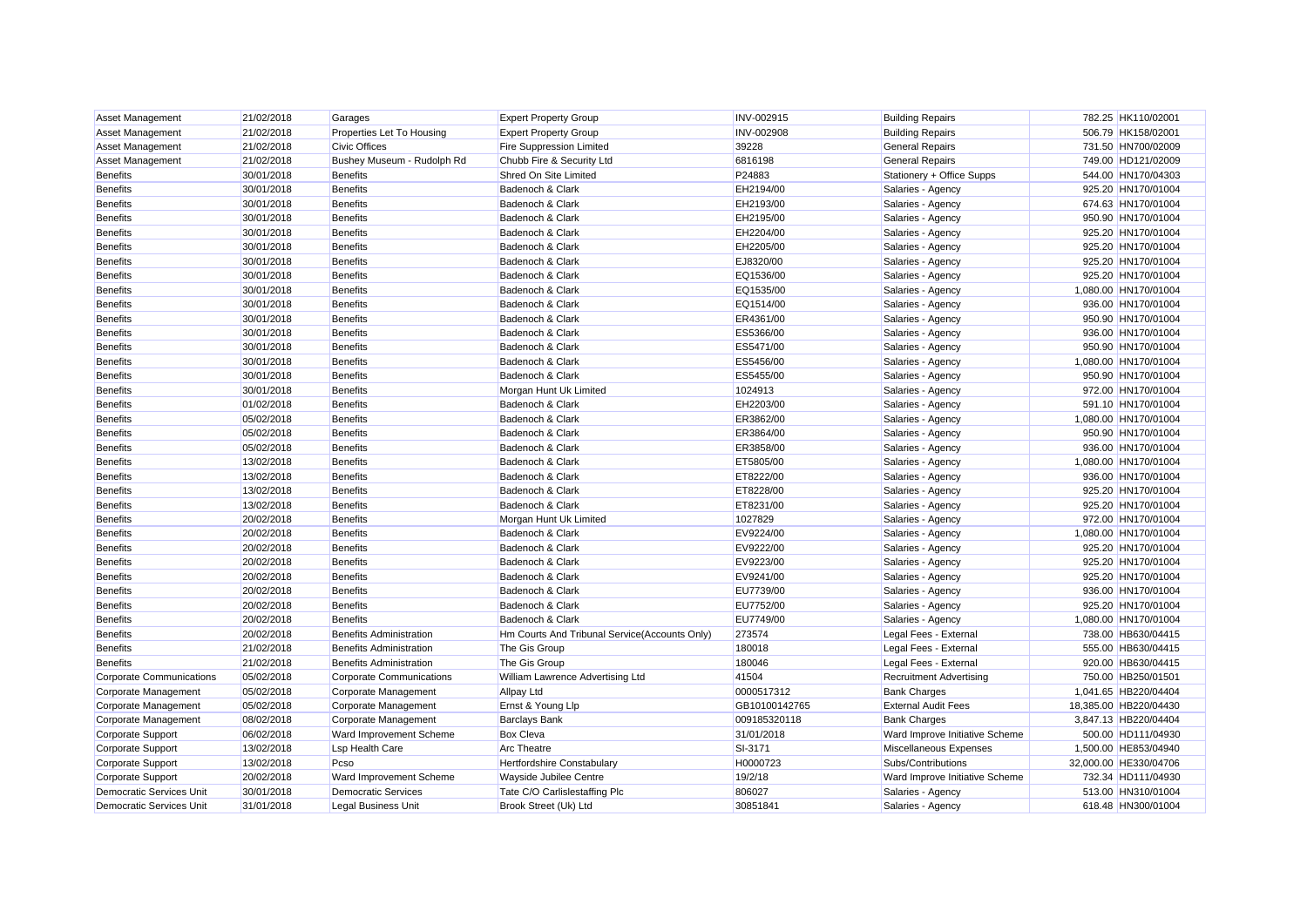| Asset Management | 21/02/2018 | Garages | Expert Property Group | INV-002915 | Building Repairs | 782.25 | HK110/02001 |
|---|---|---|---|---|---|---|---|
| Asset Management | 21/02/2018 | Properties Let To Housing | Expert Property Group | INV-002908 | Building Repairs | 506.79 | HK158/02001 |
| Asset Management | 21/02/2018 | Civic Offices | Fire Suppression Limited | 39228 | General Repairs | 731.50 | HN700/02009 |
| Asset Management | 21/02/2018 | Bushey Museum - Rudolph Rd | Chubb Fire & Security Ltd | 6816198 | General Repairs | 749.00 | HD121/02009 |
| Benefits | 30/01/2018 | Benefits | Shred On Site Limited | P24883 | Stationery + Office Supps | 544.00 | HN170/04303 |
| Benefits | 30/01/2018 | Benefits | Badenoch & Clark | EH2194/00 | Salaries - Agency | 925.20 | HN170/01004 |
| Benefits | 30/01/2018 | Benefits | Badenoch & Clark | EH2193/00 | Salaries - Agency | 674.63 | HN170/01004 |
| Benefits | 30/01/2018 | Benefits | Badenoch & Clark | EH2195/00 | Salaries - Agency | 950.90 | HN170/01004 |
| Benefits | 30/01/2018 | Benefits | Badenoch & Clark | EH2204/00 | Salaries - Agency | 925.20 | HN170/01004 |
| Benefits | 30/01/2018 | Benefits | Badenoch & Clark | EH2205/00 | Salaries - Agency | 925.20 | HN170/01004 |
| Benefits | 30/01/2018 | Benefits | Badenoch & Clark | EJ8320/00 | Salaries - Agency | 925.20 | HN170/01004 |
| Benefits | 30/01/2018 | Benefits | Badenoch & Clark | EQ1536/00 | Salaries - Agency | 925.20 | HN170/01004 |
| Benefits | 30/01/2018 | Benefits | Badenoch & Clark | EQ1535/00 | Salaries - Agency | 1,080.00 | HN170/01004 |
| Benefits | 30/01/2018 | Benefits | Badenoch & Clark | EQ1514/00 | Salaries - Agency | 936.00 | HN170/01004 |
| Benefits | 30/01/2018 | Benefits | Badenoch & Clark | ER4361/00 | Salaries - Agency | 950.90 | HN170/01004 |
| Benefits | 30/01/2018 | Benefits | Badenoch & Clark | ES5366/00 | Salaries - Agency | 936.00 | HN170/01004 |
| Benefits | 30/01/2018 | Benefits | Badenoch & Clark | ES5471/00 | Salaries - Agency | 950.90 | HN170/01004 |
| Benefits | 30/01/2018 | Benefits | Badenoch & Clark | ES5456/00 | Salaries - Agency | 1,080.00 | HN170/01004 |
| Benefits | 30/01/2018 | Benefits | Badenoch & Clark | ES5455/00 | Salaries - Agency | 950.90 | HN170/01004 |
| Benefits | 30/01/2018 | Benefits | Morgan Hunt Uk Limited | 1024913 | Salaries - Agency | 972.00 | HN170/01004 |
| Benefits | 01/02/2018 | Benefits | Badenoch & Clark | EH2203/00 | Salaries - Agency | 591.10 | HN170/01004 |
| Benefits | 05/02/2018 | Benefits | Badenoch & Clark | ER3862/00 | Salaries - Agency | 1,080.00 | HN170/01004 |
| Benefits | 05/02/2018 | Benefits | Badenoch & Clark | ER3864/00 | Salaries - Agency | 950.90 | HN170/01004 |
| Benefits | 05/02/2018 | Benefits | Badenoch & Clark | ER3858/00 | Salaries - Agency | 936.00 | HN170/01004 |
| Benefits | 13/02/2018 | Benefits | Badenoch & Clark | ET5805/00 | Salaries - Agency | 1,080.00 | HN170/01004 |
| Benefits | 13/02/2018 | Benefits | Badenoch & Clark | ET8222/00 | Salaries - Agency | 936.00 | HN170/01004 |
| Benefits | 13/02/2018 | Benefits | Badenoch & Clark | ET8228/00 | Salaries - Agency | 925.20 | HN170/01004 |
| Benefits | 13/02/2018 | Benefits | Badenoch & Clark | ET8231/00 | Salaries - Agency | 925.20 | HN170/01004 |
| Benefits | 20/02/2018 | Benefits | Morgan Hunt Uk Limited | 1027829 | Salaries - Agency | 972.00 | HN170/01004 |
| Benefits | 20/02/2018 | Benefits | Badenoch & Clark | EV9224/00 | Salaries - Agency | 1,080.00 | HN170/01004 |
| Benefits | 20/02/2018 | Benefits | Badenoch & Clark | EV9222/00 | Salaries - Agency | 925.20 | HN170/01004 |
| Benefits | 20/02/2018 | Benefits | Badenoch & Clark | EV9223/00 | Salaries - Agency | 925.20 | HN170/01004 |
| Benefits | 20/02/2018 | Benefits | Badenoch & Clark | EV9241/00 | Salaries - Agency | 925.20 | HN170/01004 |
| Benefits | 20/02/2018 | Benefits | Badenoch & Clark | EU7739/00 | Salaries - Agency | 936.00 | HN170/01004 |
| Benefits | 20/02/2018 | Benefits | Badenoch & Clark | EU7752/00 | Salaries - Agency | 925.20 | HN170/01004 |
| Benefits | 20/02/2018 | Benefits | Badenoch & Clark | EU7749/00 | Salaries - Agency | 1,080.00 | HN170/01004 |
| Benefits | 20/02/2018 | Benefits Administration | Hm Courts And Tribunal Service(Accounts Only) | 273574 | Legal Fees - External | 738.00 | HB630/04415 |
| Benefits | 21/02/2018 | Benefits Administration | The Gis Group | 180018 | Legal Fees - External | 555.00 | HB630/04415 |
| Benefits | 21/02/2018 | Benefits Administration | The Gis Group | 180046 | Legal Fees - External | 920.00 | HB630/04415 |
| Corporate Communications | 05/02/2018 | Corporate Communications | William Lawrence Advertising Ltd | 41504 | Recruitment Advertising | 750.00 | HB250/01501 |
| Corporate Management | 05/02/2018 | Corporate Management | Allpay Ltd | 0000517312 | Bank Charges | 1,041.65 | HB220/04404 |
| Corporate Management | 05/02/2018 | Corporate Management | Ernst & Young Llp | GB10100142765 | External Audit Fees | 18,385.00 | HB220/04430 |
| Corporate Management | 08/02/2018 | Corporate Management | Barclays Bank | 009185320118 | Bank Charges | 3,847.13 | HB220/04404 |
| Corporate Support | 06/02/2018 | Ward Improvement Scheme | Box Cleva | 31/01/2018 | Ward Improve Initiative Scheme | 500.00 | HD111/04930 |
| Corporate Support | 13/02/2018 | Lsp Health Care | Arc Theatre | SI-3171 | Miscellaneous Expenses | 1,500.00 | HE853/04940 |
| Corporate Support | 13/02/2018 | Pcso | Hertfordshire Constabulary | H0000723 | Subs/Contributions | 32,000.00 | HE330/04706 |
| Corporate Support | 20/02/2018 | Ward Improvement Scheme | Wayside Jubilee Centre | 19/2/18 | Ward Improve Initiative Scheme | 732.34 | HD111/04930 |
| Democratic Services Unit | 30/01/2018 | Democratic Services | Tate C/O Carlislestaffing Plc | 806027 | Salaries - Agency | 513.00 | HN310/01004 |
| Democratic Services Unit | 31/01/2018 | Legal Business Unit | Brook Street (Uk) Ltd | 30851841 | Salaries - Agency | 618.48 | HN300/01004 |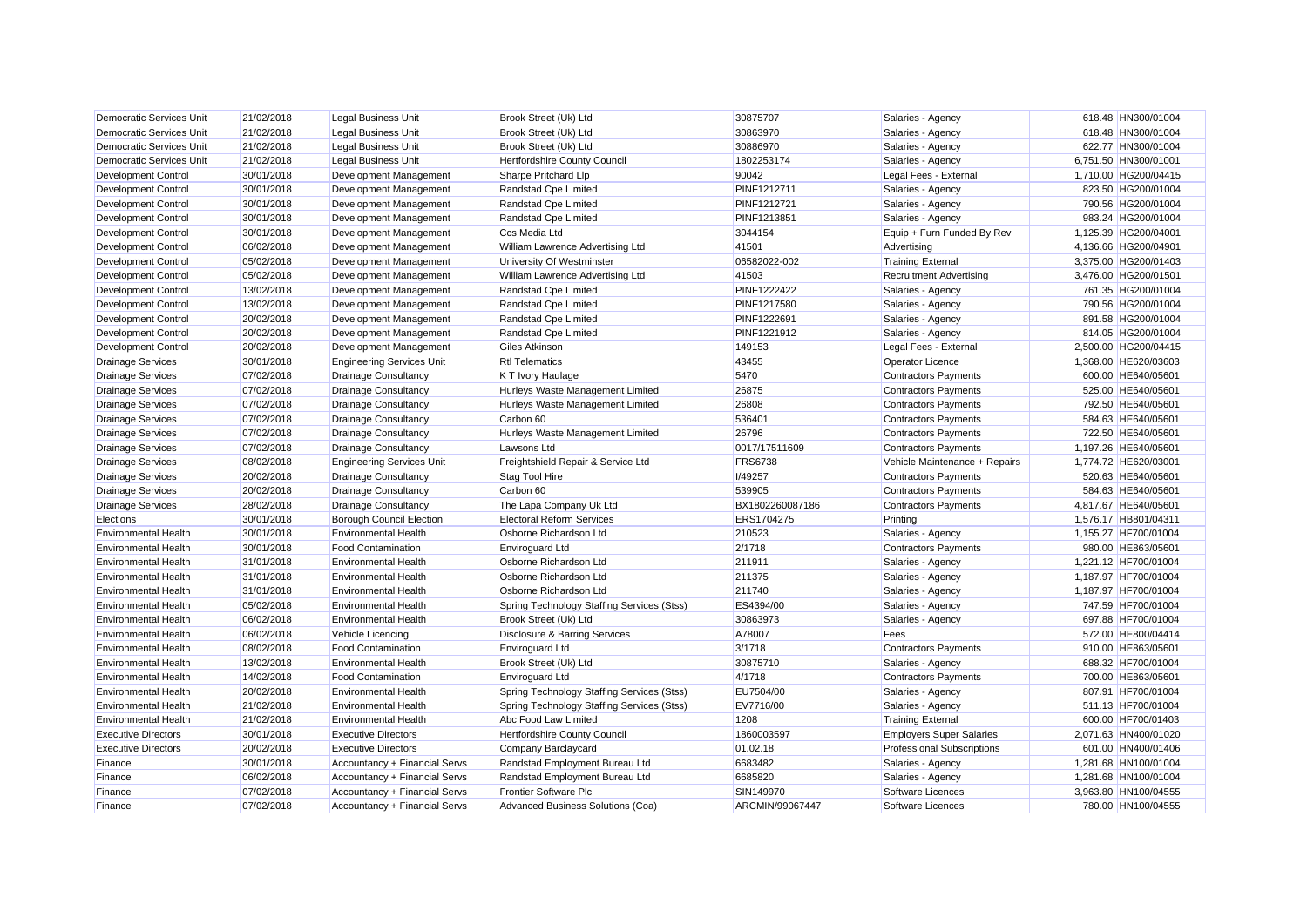| | | | | | | | |
|---|---|---|---|---|---|---|---|
| Democratic Services Unit | 21/02/2018 | Legal Business Unit | Brook Street (Uk) Ltd | 30875707 | Salaries - Agency | 618.48 | HN300/01004 |
| Democratic Services Unit | 21/02/2018 | Legal Business Unit | Brook Street (Uk) Ltd | 30863970 | Salaries - Agency | 618.48 | HN300/01004 |
| Democratic Services Unit | 21/02/2018 | Legal Business Unit | Brook Street (Uk) Ltd | 30886970 | Salaries - Agency | 622.77 | HN300/01004 |
| Democratic Services Unit | 21/02/2018 | Legal Business Unit | Hertfordshire County Council | 1802253174 | Salaries - Agency | 6,751.50 | HN300/01001 |
| Development Control | 30/01/2018 | Development Management | Sharpe Pritchard Llp | 90042 | Legal Fees - External | 1,710.00 | HG200/04415 |
| Development Control | 30/01/2018 | Development Management | Randstad Cpe Limited | PINF1212711 | Salaries - Agency | 823.50 | HG200/01004 |
| Development Control | 30/01/2018 | Development Management | Randstad Cpe Limited | PINF1212721 | Salaries - Agency | 790.56 | HG200/01004 |
| Development Control | 30/01/2018 | Development Management | Randstad Cpe Limited | PINF1213851 | Salaries - Agency | 983.24 | HG200/01004 |
| Development Control | 30/01/2018 | Development Management | Ccs Media Ltd | 3044154 | Equip + Furn Funded By Rev | 1,125.39 | HG200/04001 |
| Development Control | 06/02/2018 | Development Management | William Lawrence Advertising Ltd | 41501 | Advertising | 4,136.66 | HG200/04901 |
| Development Control | 05/02/2018 | Development Management | University Of Westminster | 06582022-002 | Training External | 3,375.00 | HG200/01403 |
| Development Control | 05/02/2018 | Development Management | William Lawrence Advertising Ltd | 41503 | Recruitment Advertising | 3,476.00 | HG200/01501 |
| Development Control | 13/02/2018 | Development Management | Randstad Cpe Limited | PINF1222422 | Salaries - Agency | 761.35 | HG200/01004 |
| Development Control | 13/02/2018 | Development Management | Randstad Cpe Limited | PINF1217580 | Salaries - Agency | 790.56 | HG200/01004 |
| Development Control | 20/02/2018 | Development Management | Randstad Cpe Limited | PINF1222691 | Salaries - Agency | 891.58 | HG200/01004 |
| Development Control | 20/02/2018 | Development Management | Randstad Cpe Limited | PINF1221912 | Salaries - Agency | 814.05 | HG200/01004 |
| Development Control | 20/02/2018 | Development Management | Giles Atkinson | 149153 | Legal Fees - External | 2,500.00 | HG200/04415 |
| Drainage Services | 30/01/2018 | Engineering Services Unit | Rtl Telematics | 43455 | Operator Licence | 1,368.00 | HE620/03603 |
| Drainage Services | 07/02/2018 | Drainage Consultancy | K T Ivory Haulage | 5470 | Contractors Payments | 600.00 | HE640/05601 |
| Drainage Services | 07/02/2018 | Drainage Consultancy | Hurleys Waste Management Limited | 26875 | Contractors Payments | 525.00 | HE640/05601 |
| Drainage Services | 07/02/2018 | Drainage Consultancy | Hurleys Waste Management Limited | 26808 | Contractors Payments | 792.50 | HE640/05601 |
| Drainage Services | 07/02/2018 | Drainage Consultancy | Carbon 60 | 536401 | Contractors Payments | 584.63 | HE640/05601 |
| Drainage Services | 07/02/2018 | Drainage Consultancy | Hurleys Waste Management Limited | 26796 | Contractors Payments | 722.50 | HE640/05601 |
| Drainage Services | 07/02/2018 | Drainage Consultancy | Lawsons Ltd | 0017/17511609 | Contractors Payments | 1,197.26 | HE640/05601 |
| Drainage Services | 08/02/2018 | Engineering Services Unit | Freightshield Repair & Service Ltd | FRS6738 | Vehicle Maintenance + Repairs | 1,774.72 | HE620/03001 |
| Drainage Services | 20/02/2018 | Drainage Consultancy | Stag Tool Hire | I/49257 | Contractors Payments | 520.63 | HE640/05601 |
| Drainage Services | 20/02/2018 | Drainage Consultancy | Carbon 60 | 539905 | Contractors Payments | 584.63 | HE640/05601 |
| Drainage Services | 28/02/2018 | Drainage Consultancy | The Lapa Company Uk Ltd | BX1802260087186 | Contractors Payments | 4,817.67 | HE640/05601 |
| Elections | 30/01/2018 | Borough Council Election | Electoral Reform Services | ERS1704275 | Printing | 1,576.17 | HB801/04311 |
| Environmental Health | 30/01/2018 | Environmental Health | Osborne Richardson Ltd | 210523 | Salaries - Agency | 1,155.27 | HF700/01004 |
| Environmental Health | 30/01/2018 | Food Contamination | Enviroguard Ltd | 2/1718 | Contractors Payments | 980.00 | HE863/05601 |
| Environmental Health | 31/01/2018 | Environmental Health | Osborne Richardson Ltd | 211911 | Salaries - Agency | 1,221.12 | HF700/01004 |
| Environmental Health | 31/01/2018 | Environmental Health | Osborne Richardson Ltd | 211375 | Salaries - Agency | 1,187.97 | HF700/01004 |
| Environmental Health | 31/01/2018 | Environmental Health | Osborne Richardson Ltd | 211740 | Salaries - Agency | 1,187.97 | HF700/01004 |
| Environmental Health | 05/02/2018 | Environmental Health | Spring Technology Staffing Services (Stss) | ES4394/00 | Salaries - Agency | 747.59 | HF700/01004 |
| Environmental Health | 06/02/2018 | Environmental Health | Brook Street (Uk) Ltd | 30863973 | Salaries - Agency | 697.88 | HF700/01004 |
| Environmental Health | 06/02/2018 | Vehicle Licencing | Disclosure & Barring Services | A78007 | Fees | 572.00 | HE800/04414 |
| Environmental Health | 08/02/2018 | Food Contamination | Enviroguard Ltd | 3/1718 | Contractors Payments | 910.00 | HE863/05601 |
| Environmental Health | 13/02/2018 | Environmental Health | Brook Street (Uk) Ltd | 30875710 | Salaries - Agency | 688.32 | HF700/01004 |
| Environmental Health | 14/02/2018 | Food Contamination | Enviroguard Ltd | 4/1718 | Contractors Payments | 700.00 | HE863/05601 |
| Environmental Health | 20/02/2018 | Environmental Health | Spring Technology Staffing Services (Stss) | EU7504/00 | Salaries - Agency | 807.91 | HF700/01004 |
| Environmental Health | 21/02/2018 | Environmental Health | Spring Technology Staffing Services (Stss) | EV7716/00 | Salaries - Agency | 511.13 | HF700/01004 |
| Environmental Health | 21/02/2018 | Environmental Health | Abc Food Law Limited | 1208 | Training External | 600.00 | HF700/01403 |
| Executive Directors | 30/01/2018 | Executive Directors | Hertfordshire County Council | 1860003597 | Employers Super Salaries | 2,071.63 | HN400/01020 |
| Executive Directors | 20/02/2018 | Executive Directors | Company Barclaycard | 01.02.18 | Professional Subscriptions | 601.00 | HN400/01406 |
| Finance | 30/01/2018 | Accountancy + Financial Servs | Randstad Employment Bureau Ltd | 6683482 | Salaries - Agency | 1,281.68 | HN100/01004 |
| Finance | 06/02/2018 | Accountancy + Financial Servs | Randstad Employment Bureau Ltd | 6685820 | Salaries - Agency | 1,281.68 | HN100/01004 |
| Finance | 07/02/2018 | Accountancy + Financial Servs | Frontier Software Plc | SIN149970 | Software Licences | 3,963.80 | HN100/04555 |
| Finance | 07/02/2018 | Accountancy + Financial Servs | Advanced Business Solutions (Coa) | ARCMIN/99067447 | Software Licences | 780.00 | HN100/04555 |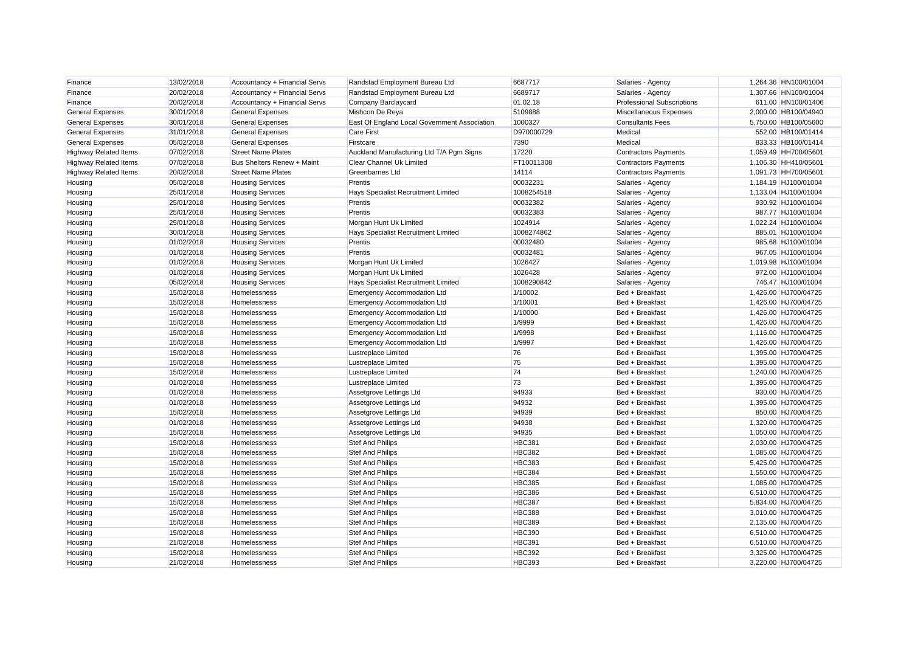| | | | | | | | |
|---|---|---|---|---|---|---|---|
| Finance | 13/02/2018 | Accountancy + Financial Servs | Randstad Employment Bureau Ltd | 6687717 | Salaries - Agency | 1,264.36 | HN100/01004 |
| Finance | 20/02/2018 | Accountancy + Financial Servs | Randstad Employment Bureau Ltd | 6689717 | Salaries - Agency | 1,307.66 | HN100/01004 |
| Finance | 20/02/2018 | Accountancy + Financial Servs | Company Barclaycard | 01.02.18 | Professional Subscriptions | 611.00 | HN100/01406 |
| General Expenses | 30/01/2018 | General Expenses | Mishcon De Reya | 5109888 | Miscellaneous Expenses | 2,000.00 | HB100/04940 |
| General Expenses | 30/01/2018 | General Expenses | East Of England Local Government Association | 1000327 | Consultants Fees | 5,750.00 | HB100/05600 |
| General Expenses | 31/01/2018 | General Expenses | Care First | D970000729 | Medical | 552.00 | HB100/01414 |
| General Expenses | 05/02/2018 | General Expenses | Firstcare | 7390 | Medical | 833.33 | HB100/01414 |
| Highway Related Items | 07/02/2018 | Street Name Plates | Auckland Manufacturing Ltd T/A Pgm Signs | 17220 | Contractors Payments | 1,059.49 | HH700/05601 |
| Highway Related Items | 07/02/2018 | Bus Shelters Renew + Maint | Clear Channel Uk Limited | FT10011308 | Contractors Payments | 1,106.30 | HH410/05601 |
| Highway Related Items | 20/02/2018 | Street Name Plates | Greenbarnes Ltd | 14114 | Contractors Payments | 1,091.73 | HH700/05601 |
| Housing | 05/02/2018 | Housing Services | Prentis | 00032231 | Salaries - Agency | 1,184.19 | HJ100/01004 |
| Housing | 25/01/2018 | Housing Services | Hays Specialist Recruitment Limited | 1008254518 | Salaries - Agency | 1,133.04 | HJ100/01004 |
| Housing | 25/01/2018 | Housing Services | Prentis | 00032382 | Salaries - Agency | 930.92 | HJ100/01004 |
| Housing | 25/01/2018 | Housing Services | Prentis | 00032383 | Salaries - Agency | 987.77 | HJ100/01004 |
| Housing | 25/01/2018 | Housing Services | Morgan Hunt Uk Limited | 1024914 | Salaries - Agency | 1,022.24 | HJ100/01004 |
| Housing | 30/01/2018 | Housing Services | Hays Specialist Recruitment Limited | 1008274862 | Salaries - Agency | 885.01 | HJ100/01004 |
| Housing | 01/02/2018 | Housing Services | Prentis | 00032480 | Salaries - Agency | 985.68 | HJ100/01004 |
| Housing | 01/02/2018 | Housing Services | Prentis | 00032481 | Salaries - Agency | 967.05 | HJ100/01004 |
| Housing | 01/02/2018 | Housing Services | Morgan Hunt Uk Limited | 1026427 | Salaries - Agency | 1,019.98 | HJ100/01004 |
| Housing | 01/02/2018 | Housing Services | Morgan Hunt Uk Limited | 1026428 | Salaries - Agency | 972.00 | HJ100/01004 |
| Housing | 05/02/2018 | Housing Services | Hays Specialist Recruitment Limited | 1008290842 | Salaries - Agency | 746.47 | HJ100/01004 |
| Housing | 15/02/2018 | Homelessness | Emergency Accommodation Ltd | 1/10002 | Bed + Breakfast | 1,426.00 | HJ700/04725 |
| Housing | 15/02/2018 | Homelessness | Emergency Accommodation Ltd | 1/10001 | Bed + Breakfast | 1,426.00 | HJ700/04725 |
| Housing | 15/02/2018 | Homelessness | Emergency Accommodation Ltd | 1/10000 | Bed + Breakfast | 1,426.00 | HJ700/04725 |
| Housing | 15/02/2018 | Homelessness | Emergency Accommodation Ltd | 1/9999 | Bed + Breakfast | 1,426.00 | HJ700/04725 |
| Housing | 15/02/2018 | Homelessness | Emergency Accommodation Ltd | 1/9998 | Bed + Breakfast | 1,116.00 | HJ700/04725 |
| Housing | 15/02/2018 | Homelessness | Emergency Accommodation Ltd | 1/9997 | Bed + Breakfast | 1,426.00 | HJ700/04725 |
| Housing | 15/02/2018 | Homelessness | Lustreplace Limited | 76 | Bed + Breakfast | 1,395.00 | HJ700/04725 |
| Housing | 15/02/2018 | Homelessness | Lustreplace Limited | 75 | Bed + Breakfast | 1,395.00 | HJ700/04725 |
| Housing | 15/02/2018 | Homelessness | Lustreplace Limited | 74 | Bed + Breakfast | 1,240.00 | HJ700/04725 |
| Housing | 01/02/2018 | Homelessness | Lustreplace Limited | 73 | Bed + Breakfast | 1,395.00 | HJ700/04725 |
| Housing | 01/02/2018 | Homelessness | Assetgrove Lettings Ltd | 94933 | Bed + Breakfast | 930.00 | HJ700/04725 |
| Housing | 01/02/2018 | Homelessness | Assetgrove Lettings Ltd | 94932 | Bed + Breakfast | 1,395.00 | HJ700/04725 |
| Housing | 15/02/2018 | Homelessness | Assetgrove Lettings Ltd | 94939 | Bed + Breakfast | 850.00 | HJ700/04725 |
| Housing | 01/02/2018 | Homelessness | Assetgrove Lettings Ltd | 94938 | Bed + Breakfast | 1,320.00 | HJ700/04725 |
| Housing | 15/02/2018 | Homelessness | Assetgrove Lettings Ltd | 94935 | Bed + Breakfast | 1,050.00 | HJ700/04725 |
| Housing | 15/02/2018 | Homelessness | Stef And Philips | HBC381 | Bed + Breakfast | 2,030.00 | HJ700/04725 |
| Housing | 15/02/2018 | Homelessness | Stef And Philips | HBC382 | Bed + Breakfast | 1,085.00 | HJ700/04725 |
| Housing | 15/02/2018 | Homelessness | Stef And Philips | HBC383 | Bed + Breakfast | 5,425.00 | HJ700/04725 |
| Housing | 15/02/2018 | Homelessness | Stef And Philips | HBC384 | Bed + Breakfast | 1,550.00 | HJ700/04725 |
| Housing | 15/02/2018 | Homelessness | Stef And Philips | HBC385 | Bed + Breakfast | 1,085.00 | HJ700/04725 |
| Housing | 15/02/2018 | Homelessness | Stef And Philips | HBC386 | Bed + Breakfast | 6,510.00 | HJ700/04725 |
| Housing | 15/02/2018 | Homelessness | Stef And Philips | HBC387 | Bed + Breakfast | 5,834.00 | HJ700/04725 |
| Housing | 15/02/2018 | Homelessness | Stef And Philips | HBC388 | Bed + Breakfast | 3,010.00 | HJ700/04725 |
| Housing | 15/02/2018 | Homelessness | Stef And Philips | HBC389 | Bed + Breakfast | 2,135.00 | HJ700/04725 |
| Housing | 15/02/2018 | Homelessness | Stef And Philips | HBC390 | Bed + Breakfast | 6,510.00 | HJ700/04725 |
| Housing | 21/02/2018 | Homelessness | Stef And Philips | HBC391 | Bed + Breakfast | 6,510.00 | HJ700/04725 |
| Housing | 15/02/2018 | Homelessness | Stef And Philips | HBC392 | Bed + Breakfast | 3,325.00 | HJ700/04725 |
| Housing | 21/02/2018 | Homelessness | Stef And Philips | HBC393 | Bed + Breakfast | 3,220.00 | HJ700/04725 |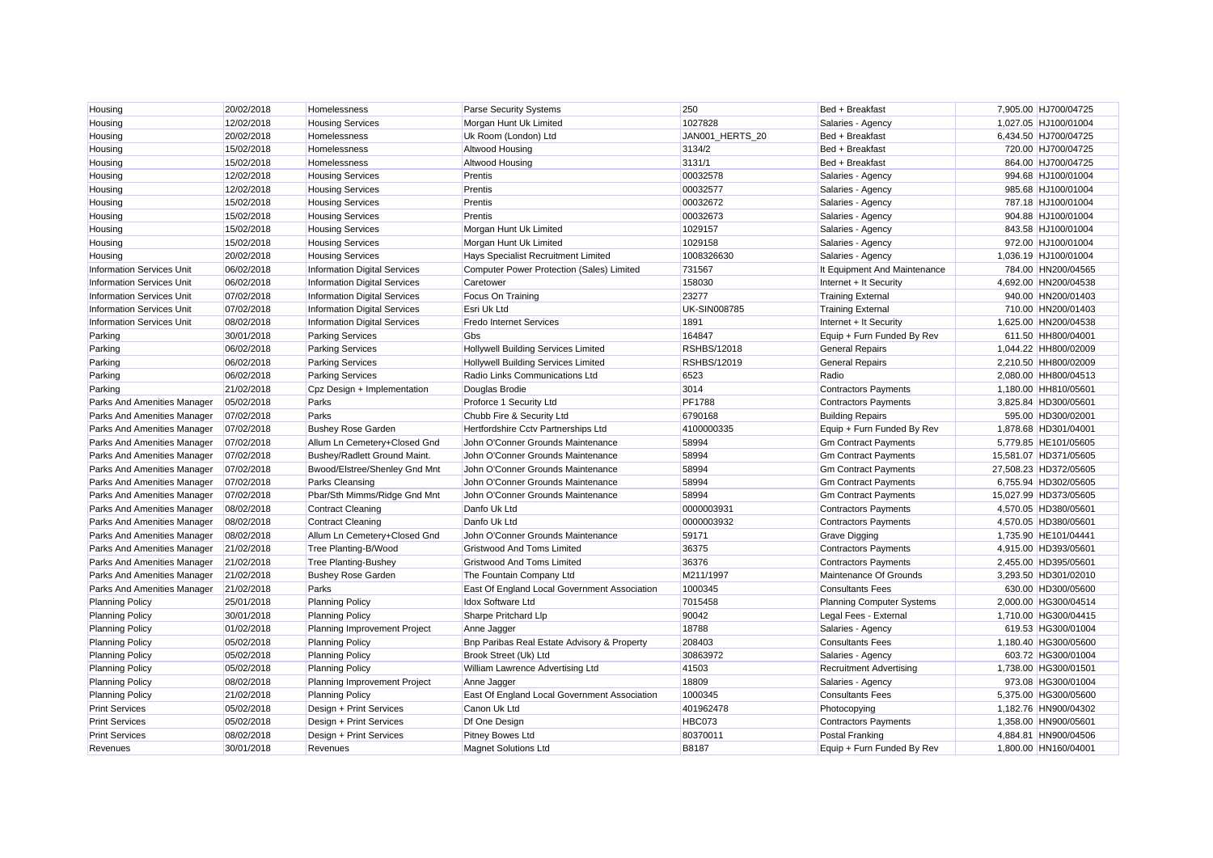| | | | | | | | |
|---|---|---|---|---|---|---|---|
| Housing | 20/02/2018 | Homelessness | Parse Security Systems | 250 | Bed + Breakfast | 7,905.00 | HJ700/04725 |
| Housing | 12/02/2018 | Housing Services | Morgan Hunt Uk Limited | 1027828 | Salaries - Agency | 1,027.05 | HJ100/01004 |
| Housing | 20/02/2018 | Homelessness | Uk Room (London) Ltd | JAN001_HERTS_20 | Bed + Breakfast | 6,434.50 | HJ700/04725 |
| Housing | 15/02/2018 | Homelessness | Altwood Housing | 3134/2 | Bed + Breakfast | 720.00 | HJ700/04725 |
| Housing | 15/02/2018 | Homelessness | Altwood Housing | 3131/1 | Bed + Breakfast | 864.00 | HJ700/04725 |
| Housing | 12/02/2018 | Housing Services | Prentis | 00032578 | Salaries - Agency | 994.68 | HJ100/01004 |
| Housing | 12/02/2018 | Housing Services | Prentis | 00032577 | Salaries - Agency | 985.68 | HJ100/01004 |
| Housing | 15/02/2018 | Housing Services | Prentis | 00032672 | Salaries - Agency | 787.18 | HJ100/01004 |
| Housing | 15/02/2018 | Housing Services | Prentis | 00032673 | Salaries - Agency | 904.88 | HJ100/01004 |
| Housing | 15/02/2018 | Housing Services | Morgan Hunt Uk Limited | 1029157 | Salaries - Agency | 843.58 | HJ100/01004 |
| Housing | 15/02/2018 | Housing Services | Morgan Hunt Uk Limited | 1029158 | Salaries - Agency | 972.00 | HJ100/01004 |
| Housing | 20/02/2018 | Housing Services | Hays Specialist Recruitment Limited | 1008326630 | Salaries - Agency | 1,036.19 | HJ100/01004 |
| Information Services Unit | 06/02/2018 | Information Digital Services | Computer Power Protection (Sales) Limited | 731567 | It Equipment And Maintenance | 784.00 | HN200/04565 |
| Information Services Unit | 06/02/2018 | Information Digital Services | Caretower | 158030 | Internet + It Security | 4,692.00 | HN200/04538 |
| Information Services Unit | 07/02/2018 | Information Digital Services | Focus On Training | 23277 | Training External | 940.00 | HN200/01403 |
| Information Services Unit | 07/02/2018 | Information Digital Services | Esri Uk Ltd | UK-SIN008785 | Training External | 710.00 | HN200/01403 |
| Information Services Unit | 08/02/2018 | Information Digital Services | Fredo Internet Services | 1891 | Internet + It Security | 1,625.00 | HN200/04538 |
| Parking | 30/01/2018 | Parking Services | Gbs | 164847 | Equip + Furn Funded By Rev | 611.50 | HH800/04001 |
| Parking | 06/02/2018 | Parking Services | Hollywell Building Services Limited | RSHBS/12018 | General Repairs | 1,044.22 | HH800/02009 |
| Parking | 06/02/2018 | Parking Services | Hollywell Building Services Limited | RSHBS/12019 | General Repairs | 2,210.50 | HH800/02009 |
| Parking | 06/02/2018 | Parking Services | Radio Links Communications Ltd | 6523 | Radio | 2,080.00 | HH800/04513 |
| Parking | 21/02/2018 | Cpz Design + Implementation | Douglas Brodie | 3014 | Contractors Payments | 1,180.00 | HH810/05601 |
| Parks And Amenities Manager | 05/02/2018 | Parks | Proforce 1 Security Ltd | PF1788 | Contractors Payments | 3,825.84 | HD300/05601 |
| Parks And Amenities Manager | 07/02/2018 | Parks | Chubb Fire & Security Ltd | 6790168 | Building Repairs | 595.00 | HD300/02001 |
| Parks And Amenities Manager | 07/02/2018 | Bushey Rose Garden | Hertfordshire Cctv Partnerships Ltd | 4100000335 | Equip + Furn Funded By Rev | 1,878.68 | HD301/04001 |
| Parks And Amenities Manager | 07/02/2018 | Allum Ln Cemetery+Closed Gnd | John O'Conner Grounds Maintenance | 58994 | Gm Contract Payments | 5,779.85 | HE101/05605 |
| Parks And Amenities Manager | 07/02/2018 | Bushey/Radlett Ground Maint. | John O'Conner Grounds Maintenance | 58994 | Gm Contract Payments | 15,581.07 | HD371/05605 |
| Parks And Amenities Manager | 07/02/2018 | Bwood/Elstree/Shenley Gnd Mnt | John O'Conner Grounds Maintenance | 58994 | Gm Contract Payments | 27,508.23 | HD372/05605 |
| Parks And Amenities Manager | 07/02/2018 | Parks Cleansing | John O'Conner Grounds Maintenance | 58994 | Gm Contract Payments | 6,755.94 | HD302/05605 |
| Parks And Amenities Manager | 07/02/2018 | Pbar/Sth Mimms/Ridge Gnd Mnt | John O'Conner Grounds Maintenance | 58994 | Gm Contract Payments | 15,027.99 | HD373/05605 |
| Parks And Amenities Manager | 08/02/2018 | Contract Cleaning | Danfo Uk Ltd | 0000003931 | Contractors Payments | 4,570.05 | HD380/05601 |
| Parks And Amenities Manager | 08/02/2018 | Contract Cleaning | Danfo Uk Ltd | 0000003932 | Contractors Payments | 4,570.05 | HD380/05601 |
| Parks And Amenities Manager | 08/02/2018 | Allum Ln Cemetery+Closed Gnd | John O'Conner Grounds Maintenance | 59171 | Grave Digging | 1,735.90 | HE101/04441 |
| Parks And Amenities Manager | 21/02/2018 | Tree Planting-B/Wood | Gristwood And Toms Limited | 36375 | Contractors Payments | 4,915.00 | HD393/05601 |
| Parks And Amenities Manager | 21/02/2018 | Tree Planting-Bushey | Gristwood And Toms Limited | 36376 | Contractors Payments | 2,455.00 | HD395/05601 |
| Parks And Amenities Manager | 21/02/2018 | Bushey Rose Garden | The Fountain Company Ltd | M211/1997 | Maintenance Of Grounds | 3,293.50 | HD301/02010 |
| Parks And Amenities Manager | 21/02/2018 | Parks | East Of England Local Government Association | 1000345 | Consultants Fees | 630.00 | HD300/05600 |
| Planning Policy | 25/01/2018 | Planning Policy | Idox Software Ltd | 7015458 | Planning Computer Systems | 2,000.00 | HG300/04514 |
| Planning Policy | 30/01/2018 | Planning Policy | Sharpe Pritchard Llp | 90042 | Legal Fees - External | 1,710.00 | HG300/04415 |
| Planning Policy | 01/02/2018 | Planning Improvement Project | Anne Jagger | 18788 | Salaries - Agency | 619.53 | HG300/01004 |
| Planning Policy | 05/02/2018 | Planning Policy | Bnp Paribas Real Estate Advisory & Property | 208403 | Consultants Fees | 1,180.40 | HG300/05600 |
| Planning Policy | 05/02/2018 | Planning Policy | Brook Street (Uk) Ltd | 30863972 | Salaries - Agency | 603.72 | HG300/01004 |
| Planning Policy | 05/02/2018 | Planning Policy | William Lawrence Advertising Ltd | 41503 | Recruitment Advertising | 1,738.00 | HG300/01501 |
| Planning Policy | 08/02/2018 | Planning Improvement Project | Anne Jagger | 18809 | Salaries - Agency | 973.08 | HG300/01004 |
| Planning Policy | 21/02/2018 | Planning Policy | East Of England Local Government Association | 1000345 | Consultants Fees | 5,375.00 | HG300/05600 |
| Print Services | 05/02/2018 | Design + Print Services | Canon Uk Ltd | 401962478 | Photocopying | 1,182.76 | HN900/04302 |
| Print Services | 05/02/2018 | Design + Print Services | Df One Design | HBC073 | Contractors Payments | 1,358.00 | HN900/05601 |
| Print Services | 08/02/2018 | Design + Print Services | Pitney Bowes Ltd | 80370011 | Postal Franking | 4,884.81 | HN900/04506 |
| Revenues | 30/01/2018 | Revenues | Magnet Solutions Ltd | B8187 | Equip + Furn Funded By Rev | 1,800.00 | HN160/04001 |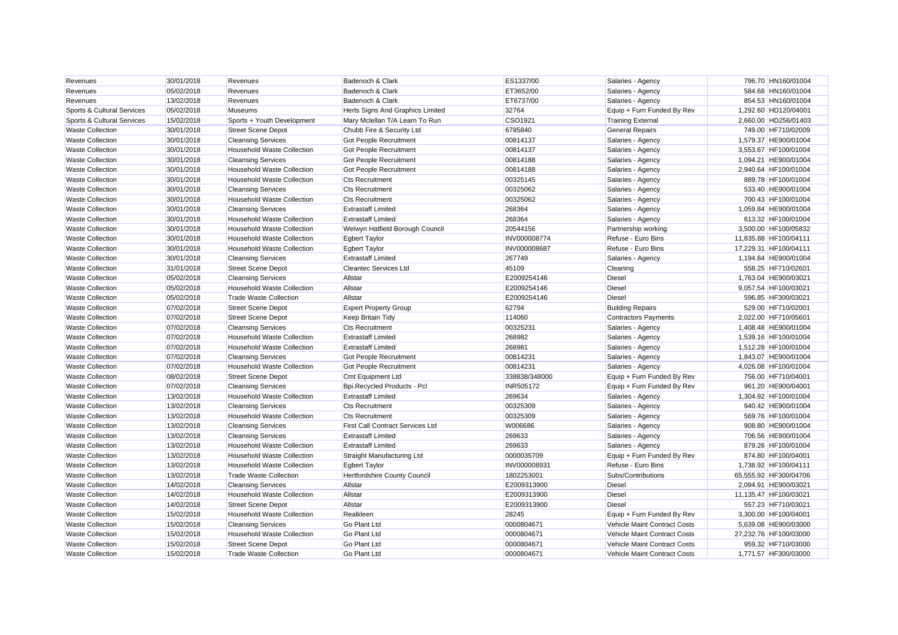| | | | | | | | |
|---|---|---|---|---|---|---|---|
| Revenues | 30/01/2018 | Revenues | Badenoch & Clark | ES1337/00 | Salaries - Agency | 796.70 | HN160/01004 |
| Revenues | 05/02/2018 | Revenues | Badenoch & Clark | ET3652/00 | Salaries - Agency | 584.68 | HN160/01004 |
| Revenues | 13/02/2018 | Revenues | Badenoch & Clark | ET6737/00 | Salaries - Agency | 854.53 | HN160/01004 |
| Sports & Cultural Services | 05/02/2018 | Museums | Herts Signs And Graphics Limited | 32764 | Equip + Furn Funded By Rev | 1,292.60 | HD120/04001 |
| Sports & Cultural Services | 15/02/2018 | Sports + Youth Development | Mary Mclellan T/A Learn To Run | CSO1921 | Training External | 2,660.00 | HD256/01403 |
| Waste Collection | 30/01/2018 | Street Scene Depot | Chubb Fire & Security Ltd | 6785840 | General Repairs | 749.00 | HF710/02009 |
| Waste Collection | 30/01/2018 | Cleansing Services | Got People Recruitment | 00814137 | Salaries - Agency | 1,579.37 | HE900/01004 |
| Waste Collection | 30/01/2018 | Household Waste Collection | Got People Recruitment | 00814137 | Salaries - Agency | 3,553.67 | HF100/01004 |
| Waste Collection | 30/01/2018 | Cleansing Services | Got People Recruitment | 00814188 | Salaries - Agency | 1,094.21 | HE900/01004 |
| Waste Collection | 30/01/2018 | Household Waste Collection | Got People Recruitment | 00814188 | Salaries - Agency | 2,940.64 | HF100/01004 |
| Waste Collection | 30/01/2018 | Household Waste Collection | Cts Recruitment | 00325145 | Salaries - Agency | 889.78 | HF100/01004 |
| Waste Collection | 30/01/2018 | Cleansing Services | Cts Recruitment | 00325062 | Salaries - Agency | 533.40 | HE900/01004 |
| Waste Collection | 30/01/2018 | Household Waste Collection | Cts Recruitment | 00325062 | Salaries - Agency | 700.43 | HF100/01004 |
| Waste Collection | 30/01/2018 | Cleansing Services | Extrastaff Limited | 268364 | Salaries - Agency | 1,059.84 | HE900/01004 |
| Waste Collection | 30/01/2018 | Household Waste Collection | Extrastaff Limited | 268364 | Salaries - Agency | 613.32 | HF100/01004 |
| Waste Collection | 30/01/2018 | Household Waste Collection | Welwyn Hatfield Borough Council | 20544156 | Partnership working | 3,500.00 | HF100/05832 |
| Waste Collection | 30/01/2018 | Household Waste Collection | Egbert Taylor | INV000008774 | Refuse - Euro Bins | 11,835.88 | HF100/04111 |
| Waste Collection | 30/01/2018 | Household Waste Collection | Egbert Taylor | INV000008687 | Refuse - Euro Bins | 17,229.31 | HF100/04111 |
| Waste Collection | 30/01/2018 | Cleansing Services | Extrastaff Limited | 267749 | Salaries - Agency | 1,194.84 | HE900/01004 |
| Waste Collection | 31/01/2018 | Street Scene Depot | Cleantec Services Ltd | 45109 | Cleaning | 558.25 | HF710/02601 |
| Waste Collection | 05/02/2018 | Cleansing Services | Allstar | E2009254146 | Diesel | 1,763.04 | HE900/03021 |
| Waste Collection | 05/02/2018 | Household Waste Collection | Allstar | E2009254146 | Diesel | 9,057.54 | HF100/03021 |
| Waste Collection | 05/02/2018 | Trade Waste Collection | Allstar | E2009254146 | Diesel | 596.85 | HF300/03021 |
| Waste Collection | 07/02/2018 | Street Scene Depot | Expert Property Group | 62794 | Building Repairs | 529.00 | HF710/02001 |
| Waste Collection | 07/02/2018 | Street Scene Depot | Keep Britain Tidy | 114060 | Contractors Payments | 2,022.00 | HF710/05601 |
| Waste Collection | 07/02/2018 | Cleansing Services | Cts Recruitment | 00325231 | Salaries - Agency | 1,408.48 | HE900/01004 |
| Waste Collection | 07/02/2018 | Household Waste Collection | Extrastaff Limited | 268982 | Salaries - Agency | 1,539.16 | HF100/01004 |
| Waste Collection | 07/02/2018 | Household Waste Collection | Extrastaff Limited | 268981 | Salaries - Agency | 1,512.28 | HF100/01004 |
| Waste Collection | 07/02/2018 | Cleansing Services | Got People Recruitment | 00814231 | Salaries - Agency | 1,843.07 | HE900/01004 |
| Waste Collection | 07/02/2018 | Household Waste Collection | Got People Recruitment | 00814231 | Salaries - Agency | 4,026.08 | HF100/01004 |
| Waste Collection | 08/02/2018 | Street Scene Depot | Cmt Equipment Ltd | 338838/348000 | Equip + Furn Funded By Rev | 756.00 | HF710/04001 |
| Waste Collection | 07/02/2018 | Cleansing Services | Bpi.Recycled Products - Pcl | INR505172 | Equip + Furn Funded By Rev | 961.20 | HE900/04001 |
| Waste Collection | 13/02/2018 | Household Waste Collection | Extrastaff Limited | 269634 | Salaries - Agency | 1,304.92 | HF100/01004 |
| Waste Collection | 13/02/2018 | Cleansing Services | Cts Recruitment | 00325309 | Salaries - Agency | 940.42 | HE900/01004 |
| Waste Collection | 13/02/2018 | Household Waste Collection | Cts Recruitment | 00325309 | Salaries - Agency | 569.76 | HF100/01004 |
| Waste Collection | 13/02/2018 | Cleansing Services | First Call Contract Services Ltd | W006686 | Salaries - Agency | 908.80 | HE900/01004 |
| Waste Collection | 13/02/2018 | Cleansing Services | Extrastaff Limited | 269633 | Salaries - Agency | 706.56 | HE900/01004 |
| Waste Collection | 13/02/2018 | Household Waste Collection | Extrastaff Limited | 269633 | Salaries - Agency | 879.26 | HF100/01004 |
| Waste Collection | 13/02/2018 | Household Waste Collection | Straight Manufacturing Ltd | 0000035709 | Equip + Furn Funded By Rev | 874.80 | HF100/04001 |
| Waste Collection | 13/02/2018 | Household Waste Collection | Egbert Taylor | INV000008931 | Refuse - Euro Bins | 1,738.92 | HF100/04111 |
| Waste Collection | 13/02/2018 | Trade Waste Collection | Hertfordshire County Council | 1802253001 | Subs/Contributions | 65,555.92 | HF300/04706 |
| Waste Collection | 14/02/2018 | Cleansing Services | Allstar | E2009313900 | Diesel | 2,094.91 | HE900/03021 |
| Waste Collection | 14/02/2018 | Household Waste Collection | Allstar | E2009313900 | Diesel | 11,135.47 | HF100/03021 |
| Waste Collection | 14/02/2018 | Street Scene Depot | Allstar | E2009313900 | Diesel | 557.23 | HF710/03021 |
| Waste Collection | 15/02/2018 | Household Waste Collection | Realkleen | 28245 | Equip + Furn Funded By Rev | 3,300.00 | HF100/04001 |
| Waste Collection | 15/02/2018 | Cleansing Services | Go Plant Ltd | 0000804671 | Vehicle Maint Contract Costs | 5,639.08 | HE900/03000 |
| Waste Collection | 15/02/2018 | Household Waste Collection | Go Plant Ltd | 0000804671 | Vehicle Maint Contract Costs | 27,232.76 | HF100/03000 |
| Waste Collection | 15/02/2018 | Street Scene Depot | Go Plant Ltd | 0000804671 | Vehicle Maint Contract Costs | 959.32 | HF710/03000 |
| Waste Collection | 15/02/2018 | Trade Waste Collection | Go Plant Ltd | 0000804671 | Vehicle Maint Contract Costs | 1,771.57 | HF300/03000 |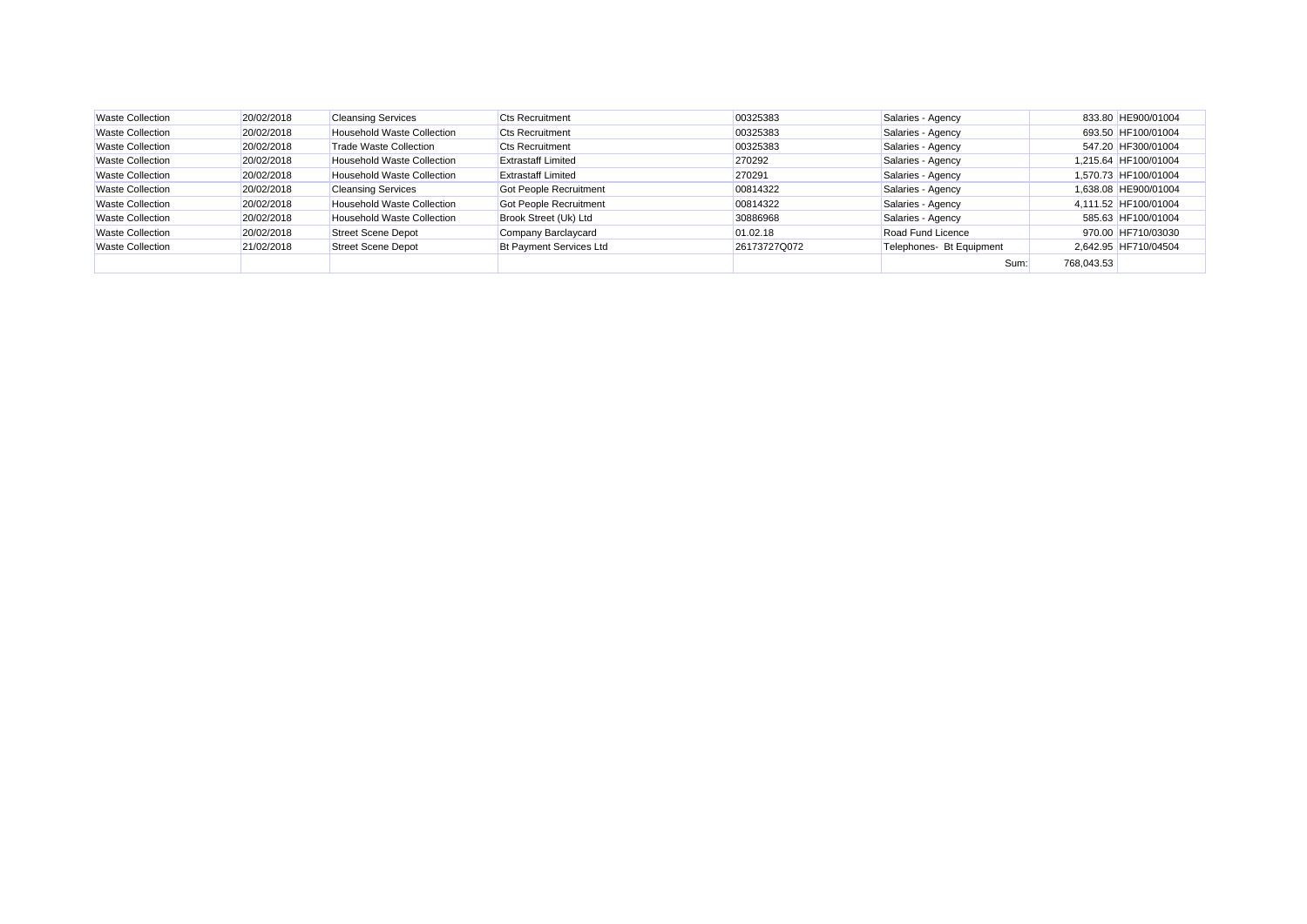| | | | | | | | |
|---|---|---|---|---|---|---|---|
| Waste Collection | 20/02/2018 | Cleansing Services | Cts Recruitment | 00325383 | Salaries - Agency | 833.80 | HE900/01004 |
| Waste Collection | 20/02/2018 | Household Waste Collection | Cts Recruitment | 00325383 | Salaries - Agency | 693.50 | HF100/01004 |
| Waste Collection | 20/02/2018 | Trade Waste Collection | Cts Recruitment | 00325383 | Salaries - Agency | 547.20 | HF300/01004 |
| Waste Collection | 20/02/2018 | Household Waste Collection | Extrastaff Limited | 270292 | Salaries - Agency | 1,215.64 | HF100/01004 |
| Waste Collection | 20/02/2018 | Household Waste Collection | Extrastaff Limited | 270291 | Salaries - Agency | 1,570.73 | HF100/01004 |
| Waste Collection | 20/02/2018 | Cleansing Services | Got People Recruitment | 00814322 | Salaries - Agency | 1,638.08 | HE900/01004 |
| Waste Collection | 20/02/2018 | Household Waste Collection | Got People Recruitment | 00814322 | Salaries - Agency | 4,111.52 | HF100/01004 |
| Waste Collection | 20/02/2018 | Household Waste Collection | Brook Street (Uk) Ltd | 30886968 | Salaries - Agency | 585.63 | HF100/01004 |
| Waste Collection | 20/02/2018 | Street Scene Depot | Company Barclaycard | 01.02.18 | Road Fund Licence | 970.00 | HF710/03030 |
| Waste Collection | 21/02/2018 | Street Scene Depot | Bt Payment Services Ltd | 26173727Q072 | Telephones- Bt Equipment | 2,642.95 | HF710/04504 |
| | | | | | Sum: | 768,043.53 | |